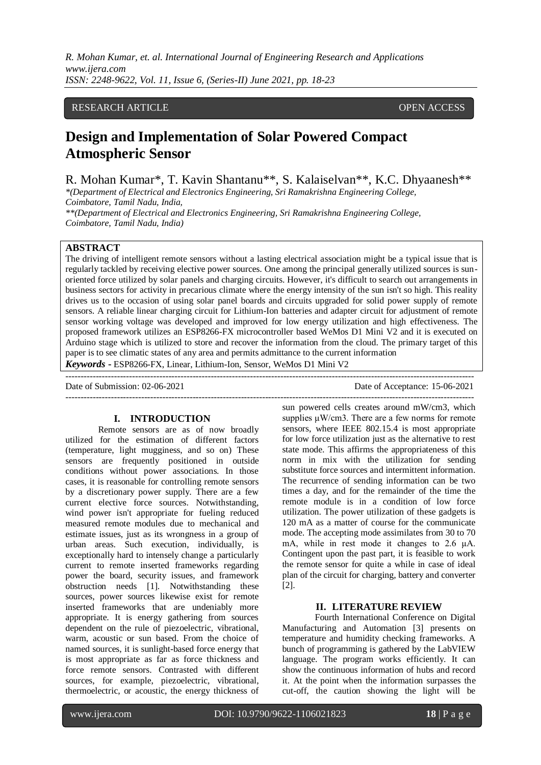RESEARCH ARTICLE OPEN ACCESS

# Design and Implementation of Solar Powered Compact Atmospheric Sensor

R. Mohan Kumar*, T. Kavin Shantanu**, S. Kalaiselvan**, K.C. Dhyaanesh**

*\*(Department of Electrical and Electronics Engineering, Sri Ramakrishna Engineering College, Coimbatore, Tamil Nadu, India,*

*\*\*(Department of Electrical and Electronics Engineering, Sri Ramakrishna Engineering College, Coimbatore, Tamil Nadu, India)*

## ABSTRACT

The driving of intelligent remote sensors without a lasting electrical association might be a typical issue that is regularly tackled by receiving elective power sources. One among the principal generally utilized sources is sun-oriented force utilized by solar panels and charging circuits. However, it's difficult to search out arrangements in business sectors for activity in precarious climate where the energy intensity of the sun isn't so high. This reality drives us to the occasion of using solar panel boards and circuits upgraded for solid power supply of remote sensors. A reliable linear charging circuit for Lithium-Ion batteries and adapter circuit for adjustment of remote sensor working voltage was developed and improved for low energy utilization and high effectiveness. The proposed framework utilizes an ESP8266-FX microcontroller based WeMos D1 Mini V2 and it is executed on Arduino stage which is utilized to store and recover the information from the cloud. The primary target of this paper is to see climatic states of any area and permits admittance to the current information

***Keywords -*** ESP8266-FX, Linear, Lithium-Ion, Sensor, WeMos D1 Mini V2

Date of Submission: 02-06-2021 Date of Acceptance: 15-06-2021

## I. INTRODUCTION

Remote sensors are as of now broadly utilized for the estimation of different factors (temperature, light mugginess, and so on) These sensors are frequently positioned in outside conditions without power associations. In those cases, it is reasonable for controlling remote sensors by a discretionary power supply. There are a few current elective force sources. Notwithstanding, wind power isn't appropriate for fueling reduced measured remote modules due to mechanical and estimate issues, just as its wrongness in a group of urban areas. Such execution, individually, is exceptionally hard to intensely change a particularly current to remote inserted frameworks regarding power the board, security issues, and framework obstruction needs [1]. Notwithstanding these sources, power sources likewise exist for remote inserted frameworks that are undeniably more appropriate. It is energy gathering from sources dependent on the rule of piezoelectric, vibrational, warm, acoustic or sun based. From the choice of named sources, it is sunlight-based force energy that is most appropriate as far as force thickness and force remote sensors. Contrasted with different sources, for example, piezoelectric, vibrational, thermoelectric, or acoustic, the energy thickness of sun powered cells creates around mW/cm3, which supplies µW/cm3. There are a few norms for remote sensors, where IEEE 802.15.4 is most appropriate for low force utilization just as the alternative to rest state mode. This affirms the appropriateness of this norm in mix with the utilization for sending substitute force sources and intermittent information. The recurrence of sending information can be two times a day, and for the remainder of the time the remote module is in a condition of low force utilization. The power utilization of these gadgets is 120 mA as a matter of course for the communicate mode. The accepting mode assimilates from 30 to 70 mA, while in rest mode it changes to 2.6 µA. Contingent upon the past part, it is feasible to work the remote sensor for quite a while in case of ideal plan of the circuit for charging, battery and converter [2].

## II. LITERATURE REVIEW

Fourth International Conference on Digital Manufacturing and Automation [3] presents on temperature and humidity checking frameworks. A bunch of programming is gathered by the LabVIEW language. The program works efficiently. It can show the continuous information of hubs and record it. At the point when the information surpasses the cut-off, the caution showing the light will be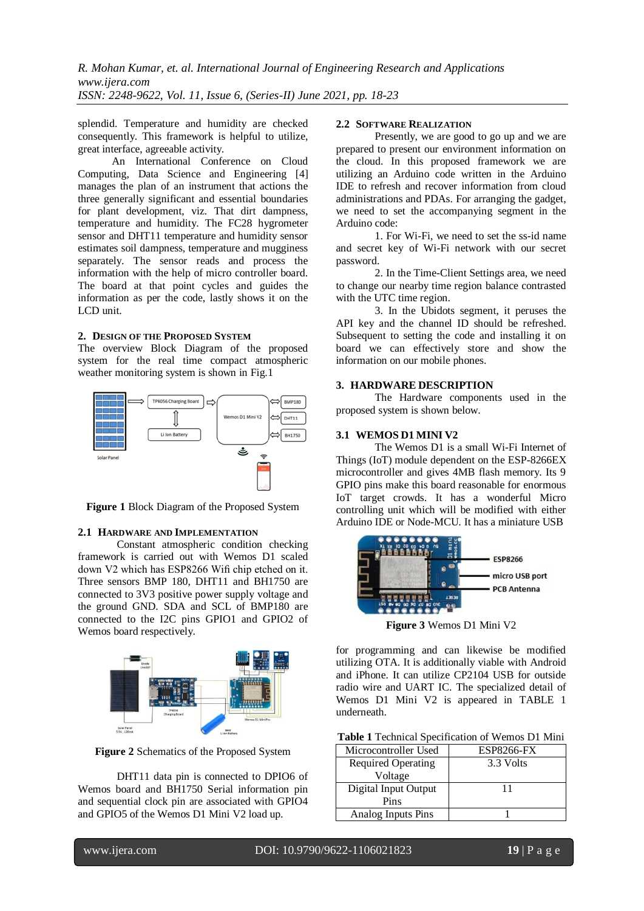splendid. Temperature and humidity are checked consequently. This framework is helpful to utilize, great interface, agreeable activity.

An International Conference on Cloud Computing, Data Science and Engineering [4] manages the plan of an instrument that actions the three generally significant and essential boundaries for plant development, viz. That dirt dampness, temperature and humidity. The FC28 hygrometer sensor and DHT11 temperature and humidity sensor estimates soil dampness, temperature and mugginess separately. The sensor reads and process the information with the help of micro controller board. The board at that point cycles and guides the information as per the code, lastly shows it on the LCD unit.

## 2. Design of the Proposed System

The overview Block Diagram of the proposed system for the real time compact atmospheric weather monitoring system is shown in Fig.1

**Figure 1** Block Diagram of the Proposed System

### 2.1 Hardware and Implementation

Constant atmospheric condition checking framework is carried out with Wemos D1 scaled down V2 which has ESP8266 Wifi chip etched on it. Three sensors BMP 180, DHT11 and BH1750 are connected to 3V3 positive power supply voltage and the ground GND. SDA and SCL of BMP180 are connected to the I2C pins GPIO1 and GPIO2 of Wemos board respectively.

**Figure 2** Schematics of the Proposed System

DHT11 data pin is connected to DPIO6 of Wemos board and BH1750 Serial information pin and sequential clock pin are associated with GPIO4 and GPIO5 of the Wemos D1 Mini V2 load up.

### 2.2 Software Realization

Presently, we are good to go up and we are prepared to present our environment information on the cloud. In this proposed framework we are utilizing an Arduino code written in the Arduino IDE to refresh and recover information from cloud administrations and PDAs. For arranging the gadget, we need to set the accompanying segment in the Arduino code:

1. For Wi-Fi, we need to set the ss-id name and secret key of Wi-Fi network with our secret password.

2. In the Time-Client Settings area, we need to change our nearby time region balance contrasted with the UTC time region.

3. In the Ubidots segment, it peruses the API key and the channel ID should be refreshed. Subsequent to setting the code and installing it on board we can effectively store and show the information on our mobile phones.

## 3. HARDWARE DESCRIPTION

The Hardware components used in the proposed system is shown below.

### 3.1 WEMOS D1 MINI V2

The Wemos D1 is a small Wi-Fi Internet of Things (IoT) module dependent on the ESP-8266EX microcontroller and gives 4MB flash memory. Its 9 GPIO pins make this board reasonable for enormous IoT target crowds. It has a wonderful Micro controlling unit which will be modified with either Arduino IDE or Node-MCU. It has a miniature USB for programming and can likewise be modified utilizing OTA. It is additionally viable with Android and iPhone. It can utilize CP2104 USB for outside radio wire and UART IC. The specialized detail of Wemos D1 Mini V2 is appeared in TABLE 1 underneath.

**Figure 3** Wemos D1 Mini V2

**Table 1** Technical Specification of Wemos D1 Mini

| Microcontroller Used | ESP8266-FX |
|---|---|
| Required Operating Voltage | 3.3 Volts |
| Digital Input Output Pins | 11 |
| Analog Inputs Pins | 1 |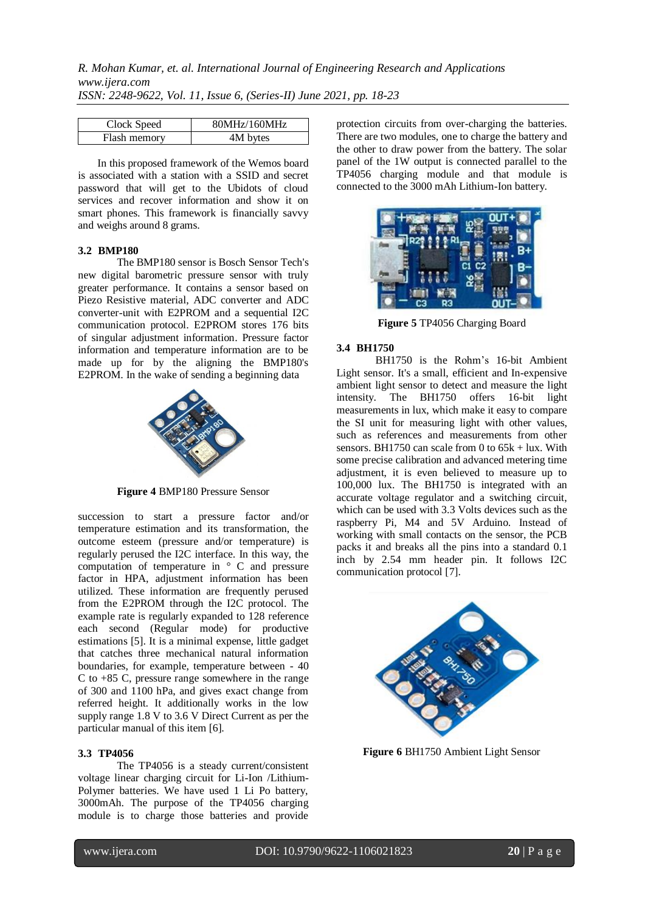| Clock Speed | 80MHz/160MHz |
| --- | --- |
| Flash memory | 4M bytes |

In this proposed framework of the Wemos board is associated with a station with a SSID and secret password that will get to the Ubidots of cloud services and recover information and show it on smart phones. This framework is financially savvy and weighs around 8 grams.

### 3.2 BMP180

The BMP180 sensor is Bosch Sensor Tech's new digital barometric pressure sensor with truly greater performance. It contains a sensor based on Piezo Resistive material, ADC converter and ADC converter-unit with E2PROM and a sequential I2C communication protocol. E2PROM stores 176 bits of singular adjustment information. Pressure factor information and temperature information are to be made up for by the aligning the BMP180's E2PROM. In the wake of sending a beginning data succession to start a pressure factor and/or temperature estimation and its transformation, the outcome esteem (pressure and/or temperature) is regularly perused the I2C interface. In this way, the computation of temperature in ° C and pressure factor in HPA, adjustment information has been utilized. These information are frequently perused from the E2PROM through the I2C protocol. The example rate is regularly expanded to 128 reference each second (Regular mode) for productive estimations [5]. It is a minimal expense, little gadget that catches three mechanical natural information boundaries, for example, temperature between - 40 C to +85 C, pressure range somewhere in the range of 300 and 1100 hPa, and gives exact change from referred height. It additionally works in the low supply range 1.8 V to 3.6 V Direct Current as per the particular manual of this item [6].

**Figure 4** BMP180 Pressure Sensor

### 3.3 TP4056

The TP4056 is a steady current/consistent voltage linear charging circuit for Li-Ion /Lithium-Polymer batteries. We have used 1 Li Po battery, 3000mAh. The purpose of the TP4056 charging module is to charge those batteries and provide protection circuits from over-charging the batteries. There are two modules, one to charge the battery and the other to draw power from the battery. The solar panel of the 1W output is connected parallel to the TP4056 charging module and that module is connected to the 3000 mAh Lithium-Ion battery.

**Figure 5** TP4056 Charging Board

### 3.4 BH1750

BH1750 is the Rohm's 16-bit Ambient Light sensor. It's a small, efficient and In-expensive ambient light sensor to detect and measure the light intensity. The BH1750 offers 16-bit light measurements in lux, which make it easy to compare the SI unit for measuring light with other values, such as references and measurements from other sensors. BH1750 can scale from 0 to 65k + lux. With some precise calibration and advanced metering time adjustment, it is even believed to measure up to 100,000 lux. The BH1750 is integrated with an accurate voltage regulator and a switching circuit, which can be used with 3.3 Volts devices such as the raspberry Pi, M4 and 5V Arduino. Instead of working with small contacts on the sensor, the PCB packs it and breaks all the pins into a standard 0.1 inch by 2.54 mm header pin. It follows I2C communication protocol [7].

**Figure 6** BH1750 Ambient Light Sensor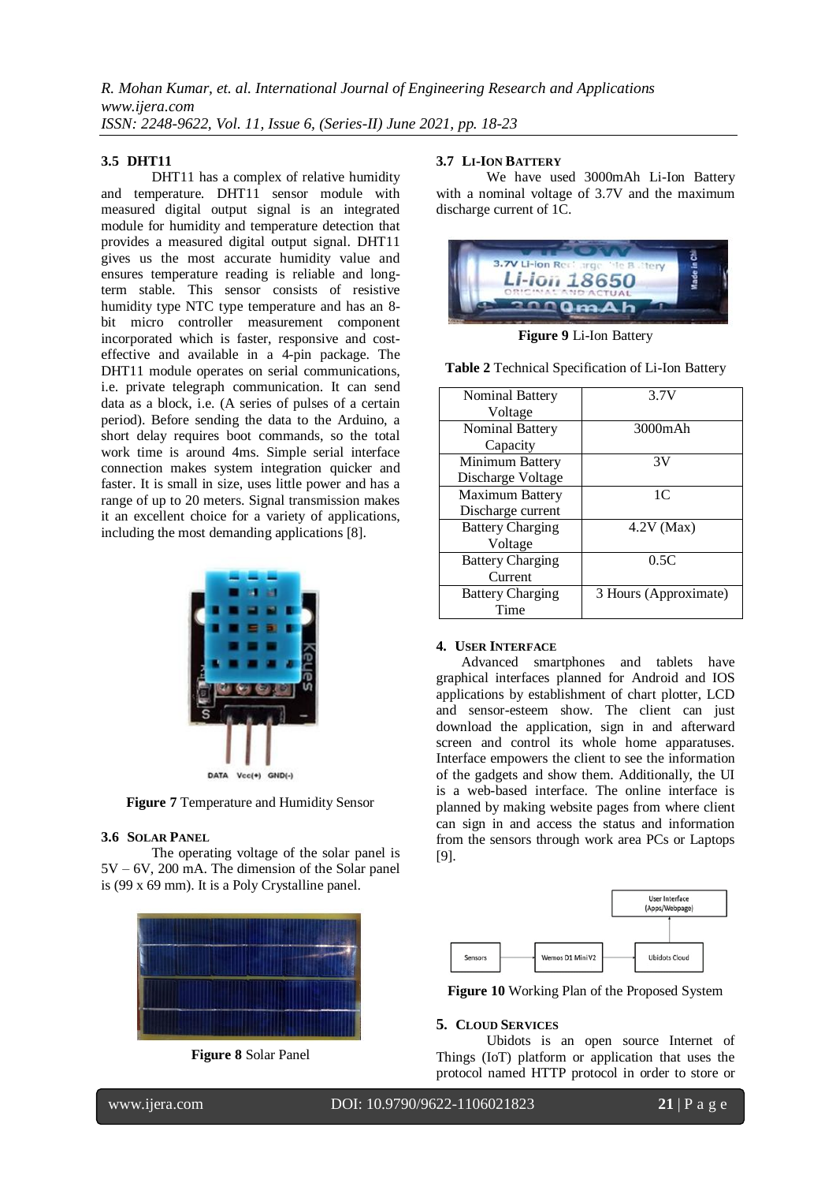### 3.5 DHT11

DHT11 has a complex of relative humidity and temperature. DHT11 sensor module with measured digital output signal is an integrated module for humidity and temperature detection that provides a measured digital output signal. DHT11 gives us the most accurate humidity value and ensures temperature reading is reliable and long-term stable. This sensor consists of resistive humidity type NTC type temperature and has an 8-bit micro controller measurement component incorporated which is faster, responsive and cost-effective and available in a 4-pin package. The DHT11 module operates on serial communications, i.e. private telegraph communication. It can send data as a block, i.e. (A series of pulses of a certain period). Before sending the data to the Arduino, a short delay requires boot commands, so the total work time is around 4ms. Simple serial interface connection makes system integration quicker and faster. It is small in size, uses little power and has a range of up to 20 meters. Signal transmission makes it an excellent choice for a variety of applications, including the most demanding applications [8].

**Figure 7** Temperature and Humidity Sensor

### 3.6 Solar Panel

The operating voltage of the solar panel is 5V – 6V, 200 mA. The dimension of the Solar panel is (99 x 69 mm). It is a Poly Crystalline panel.

**Figure 8** Solar Panel

### 3.7 Li-Ion Battery

We have used 3000mAh Li-Ion Battery with a nominal voltage of 3.7V and the maximum discharge current of 1C.

**Figure 9** Li-Ion Battery

**Table 2** Technical Specification of Li-Ion Battery

| Parameter | Value |
|---|---|
| Nominal Battery Voltage | 3.7V |
| Nominal Battery Capacity | 3000mAh |
| Minimum Battery Discharge Voltage | 3V |
| Maximum Battery Discharge current | 1C |
| Battery Charging Voltage | 4.2V (Max) |
| Battery Charging Current | 0.5C |
| Battery Charging Time | 3 Hours (Approximate) |

## 4. User Interface

Advanced smartphones and tablets have graphical interfaces planned for Android and IOS applications by establishment of chart plotter, LCD and sensor-esteem show. The client can just download the application, sign in and afterward screen and control its whole home apparatuses. Interface empowers the client to see the information of the gadgets and show them. Additionally, the UI is a web-based interface. The online interface is planned by making website pages from where client can sign in and access the status and information from the sensors through work area PCs or Laptops [9].

**Figure 10** Working Plan of the Proposed System

## 5. Cloud Services

Ubidots is an open source Internet of Things (IoT) platform or application that uses the protocol named HTTP protocol in order to store or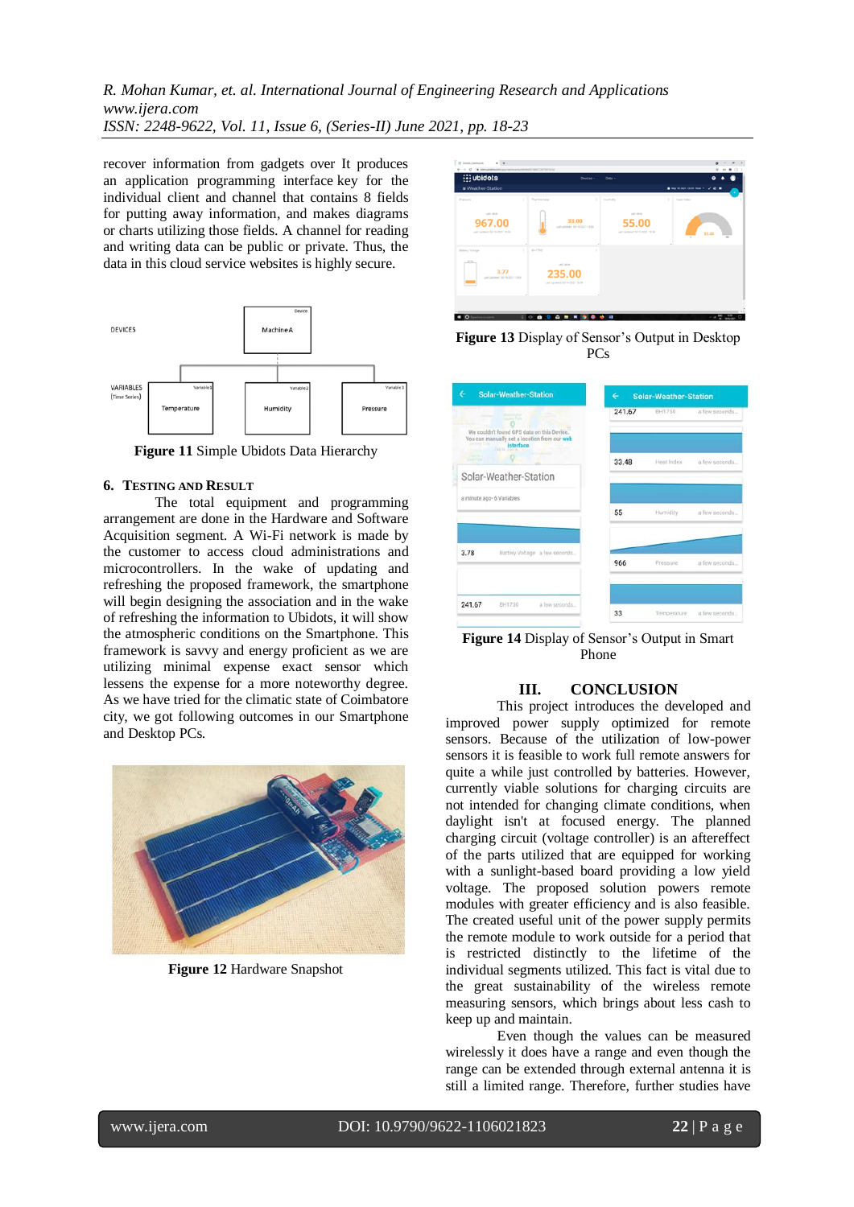recover information from gadgets over It produces an application programming interface key for the individual client and channel that contains 8 fields for putting away information, and makes diagrams or charts utilizing those fields. A channel for reading and writing data can be public or private. Thus, the data in this cloud service websites is highly secure.

**Figure 11** Simple Ubidots Data Hierarchy

## 6. TESTING AND RESULT

The total equipment and programming arrangement are done in the Hardware and Software Acquisition segment. A Wi-Fi network is made by the customer to access cloud administrations and microcontrollers. In the wake of updating and refreshing the proposed framework, the smartphone will begin designing the association and in the wake of refreshing the information to Ubidots, it will show the atmospheric conditions on the Smartphone. This framework is savvy and energy proficient as we are utilizing minimal expense exact sensor which lessens the expense for a more noteworthy degree. As we have tried for the climatic state of Coimbatore city, we got following outcomes in our Smartphone and Desktop PCs.

**Figure 12** Hardware Snapshot

**Figure 13** Display of Sensor's Output in Desktop PCs

**Figure 14** Display of Sensor's Output in Smart Phone

## III. CONCLUSION

This project introduces the developed and improved power supply optimized for remote sensors. Because of the utilization of low-power sensors it is feasible to work full remote answers for quite a while just controlled by batteries. However, currently viable solutions for charging circuits are not intended for changing climate conditions, when daylight isn't at focused energy. The planned charging circuit (voltage controller) is an aftereffect of the parts utilized that are equipped for working with a sunlight-based board providing a low yield voltage. The proposed solution powers remote modules with greater efficiency and is also feasible. The created useful unit of the power supply permits the remote module to work outside for a period that is restricted distinctly to the lifetime of the individual segments utilized. This fact is vital due to the great sustainability of the wireless remote measuring sensors, which brings about less cash to keep up and maintain.

Even though the values can be measured wirelessly it does have a range and even though the range can be extended through external antenna it is still a limited range. Therefore, further studies have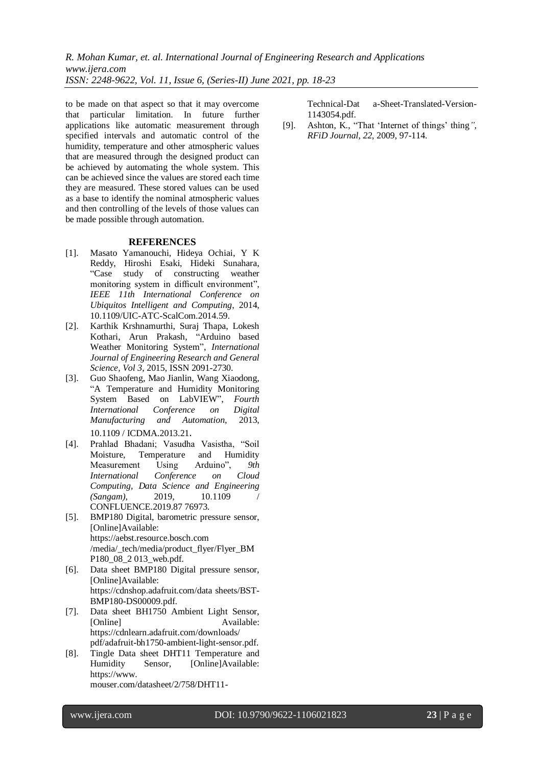to be made on that aspect so that it may overcome that particular limitation. In future further applications like automatic measurement through specified intervals and automatic control of the humidity, temperature and other atmospheric values that are measured through the designed product can be achieved by automating the whole system. This can be achieved since the values are stored each time they are measured. These stored values can be used as a base to identify the nominal atmospheric values and then controlling of the levels of those values can be made possible through automation.

## REFERENCES

[1]. Masato Yamanouchi, Hideya Ochiai, Y K Reddy, Hiroshi Esaki, Hideki Sunahara, "Case study of constructing weather monitoring system in difficult environment", *IEEE 11th International Conference on Ubiquitos Intelligent and Computing*, 2014, 10.1109/UIC-ATC-ScalCom.2014.59.

[2]. Karthik Krshnamurthi, Suraj Thapa, Lokesh Kothari, Arun Prakash, "Arduino based Weather Monitoring System", *International Journal of Engineering Research and General Science*, *Vol 3*, 2015, ISSN 2091-2730.

[3]. Guo Shaofeng, Mao Jianlin, Wang Xiaodong, "A Temperature and Humidity Monitoring System Based on LabVIEW", *Fourth International Conference on Digital Manufacturing and Automation*, 2013, 10.1109 / ICDMA.2013.21.

[4]. Prahlad Bhadani; Vasudha Vasistha, "Soil Moisture, Temperature and Humidity Measurement Using Arduino", *9th International Conference on Cloud Computing, Data Science and Engineering (Sangam)*, 2019, 10.1109 / CONFLUENCE.2019.87 76973.

[5]. BMP180 Digital, barometric pressure sensor, [Online]Available: https://aebst.resource.bosch.com /media/_tech/media/product_flyer/Flyer_BMP180_08_2 013_web.pdf.

[6]. Data sheet BMP180 Digital pressure sensor, [Online]Available: https://cdnshop.adafruit.com/data sheets/BST-BMP180-DS00009.pdf.

[7]. Data sheet BH1750 Ambient Light Sensor, [Online] Available: https://cdnlearn.adafruit.com/downloads/ pdf/adafruit-bh1750-ambient-light-sensor.pdf.

[8]. Tingle Data sheet DHT11 Temperature and Humidity Sensor, [Online]Available: https://www. mouser.com/datasheet/2/758/DHT11-Technical-Dat a-Sheet-Translated-Version-1143054.pdf.

[9]. Ashton, K., "That 'Internet of things' thing", *RFiD Journal*, *22*, 2009, 97-114.